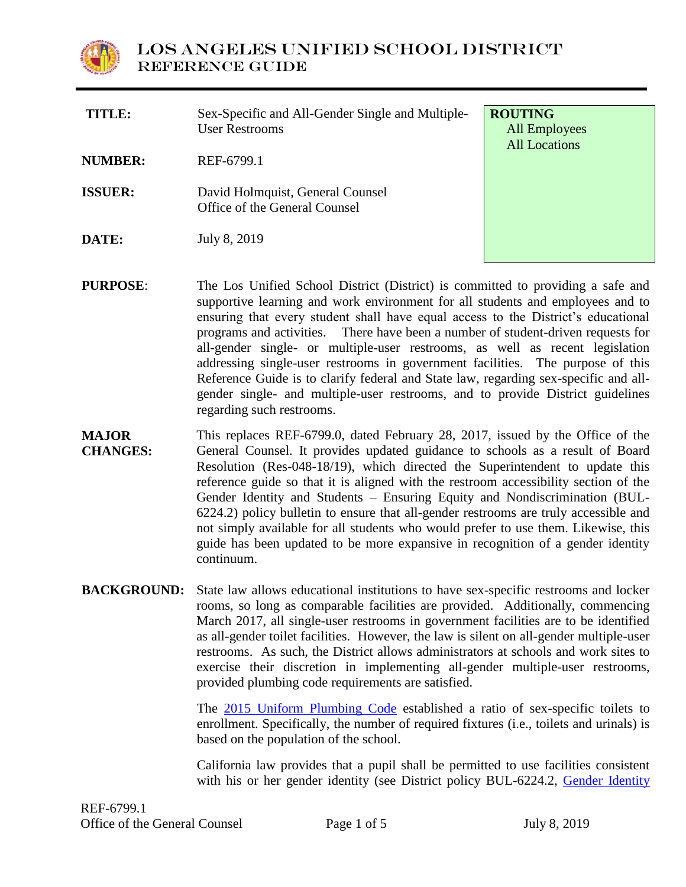# LOS ANGELES UNIFIED SCHOOL DISTRICT
## REFERENCE GUIDE

| | | |
|---|---|---|
| **TITLE:** | Sex-Specific and All-Gender Single and Multiple-User Restrooms | **ROUTING**<br>All Employees<br>All Locations |
| **NUMBER:** | REF-6799.1 | |
| **ISSUER:** | David Holmquist, General Counsel<br>Office of the General Counsel | |
| **DATE:** | July 8, 2019 | |

**PURPOSE**: The Los Unified School District (District) is committed to providing a safe and supportive learning and work environment for all students and employees and to ensuring that every student shall have equal access to the District's educational programs and activities. There have been a number of student-driven requests for all-gender single- or multiple-user restrooms, as well as recent legislation addressing single-user restrooms in government facilities. The purpose of this Reference Guide is to clarify federal and State law, regarding sex-specific and all-gender single- and multiple-user restrooms, and to provide District guidelines regarding such restrooms.

**MAJOR CHANGES:** This replaces REF-6799.0, dated February 28, 2017, issued by the Office of the General Counsel. It provides updated guidance to schools as a result of Board Resolution (Res-048-18/19), which directed the Superintendent to update this reference guide so that it is aligned with the restroom accessibility section of the Gender Identity and Students – Ensuring Equity and Nondiscrimination (BUL-6224.2) policy bulletin to ensure that all-gender restrooms are truly accessible and not simply available for all students who would prefer to use them. Likewise, this guide has been updated to be more expansive in recognition of a gender identity continuum.

**BACKGROUND:** State law allows educational institutions to have sex-specific restrooms and locker rooms, so long as comparable facilities are provided. Additionally, commencing March 2017, all single-user restrooms in government facilities are to be identified as all-gender toilet facilities. However, the law is silent on all-gender multiple-user restrooms. As such, the District allows administrators at schools and work sites to exercise their discretion in implementing all-gender multiple-user restrooms, provided plumbing code requirements are satisfied.

The 2015 Uniform Plumbing Code established a ratio of sex-specific toilets to enrollment. Specifically, the number of required fixtures (i.e., toilets and urinals) is based on the population of the school.

California law provides that a pupil shall be permitted to use facilities consistent with his or her gender identity (see District policy BUL-6224.2, Gender Identity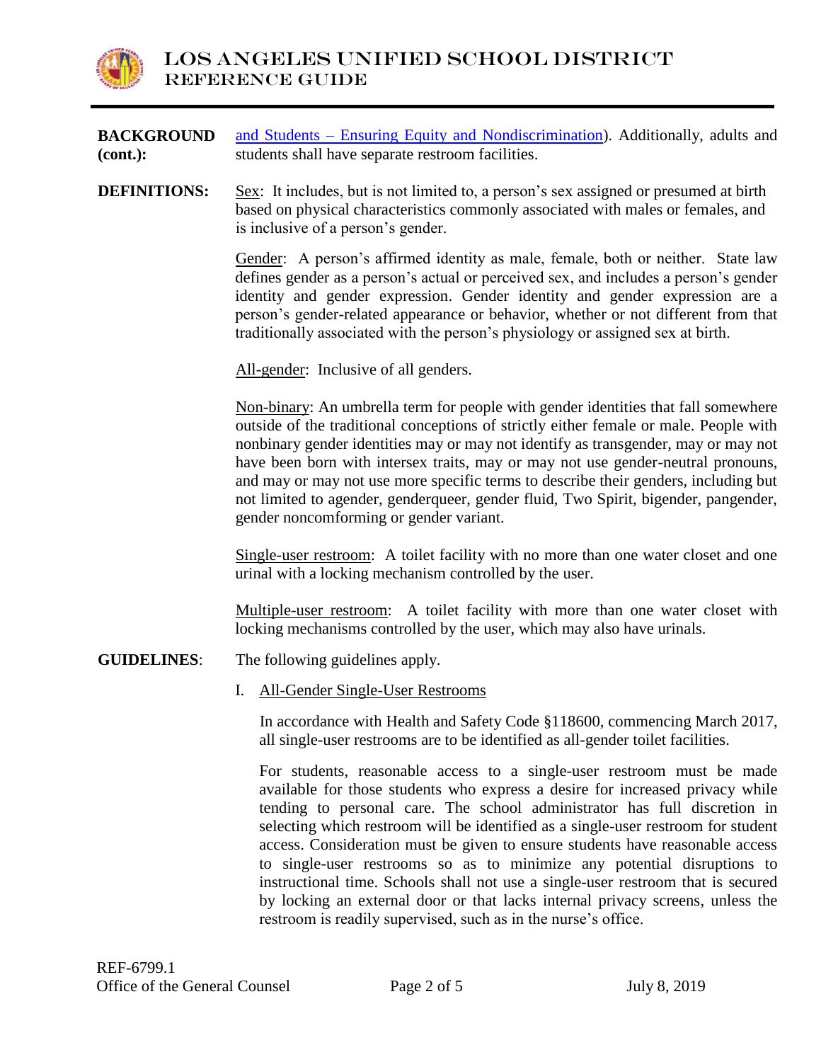**BACKGROUND (cont.):** and Students – Ensuring Equity and Nondiscrimination). Additionally, adults and students shall have separate restroom facilities.

**DEFINITIONS:**

Sex: It includes, but is not limited to, a person's sex assigned or presumed at birth based on physical characteristics commonly associated with males or females, and is inclusive of a person's gender.

Gender: A person's affirmed identity as male, female, both or neither. State law defines gender as a person's actual or perceived sex, and includes a person's gender identity and gender expression. Gender identity and gender expression are a person's gender-related appearance or behavior, whether or not different from that traditionally associated with the person's physiology or assigned sex at birth.

All-gender: Inclusive of all genders.

Non-binary: An umbrella term for people with gender identities that fall somewhere outside of the traditional conceptions of strictly either female or male. People with nonbinary gender identities may or may not identify as transgender, may or may not have been born with intersex traits, may or may not use gender-neutral pronouns, and may or may not use more specific terms to describe their genders, including but not limited to agender, genderqueer, gender fluid, Two Spirit, bigender, pangender, gender noncomforming or gender variant.

Single-user restroom: A toilet facility with no more than one water closet and one urinal with a locking mechanism controlled by the user.

Multiple-user restroom: A toilet facility with more than one water closet with locking mechanisms controlled by the user, which may also have urinals.

**GUIDELINES**: The following guidelines apply.

I. All-Gender Single-User Restrooms

In accordance with Health and Safety Code §118600, commencing March 2017, all single-user restrooms are to be identified as all-gender toilet facilities.

For students, reasonable access to a single-user restroom must be made available for those students who express a desire for increased privacy while tending to personal care. The school administrator has full discretion in selecting which restroom will be identified as a single-user restroom for student access. Consideration must be given to ensure students have reasonable access to single-user restrooms so as to minimize any potential disruptions to instructional time. Schools shall not use a single-user restroom that is secured by locking an external door or that lacks internal privacy screens, unless the restroom is readily supervised, such as in the nurse's office.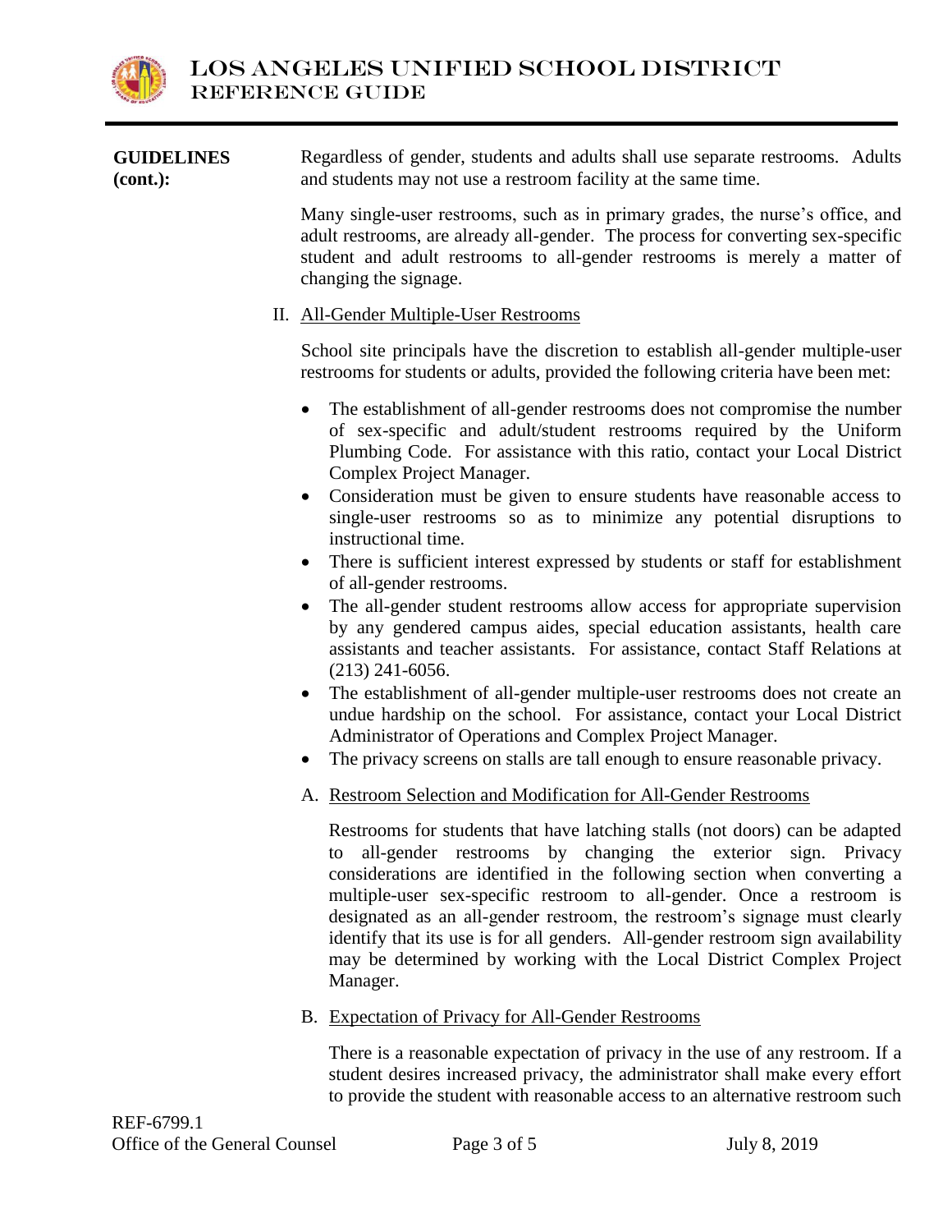**GUIDELINES (cont.):**

Regardless of gender, students and adults shall use separate restrooms. Adults and students may not use a restroom facility at the same time.

Many single-user restrooms, such as in primary grades, the nurse's office, and adult restrooms, are already all-gender. The process for converting sex-specific student and adult restrooms to all-gender restrooms is merely a matter of changing the signage.

II. <u>All-Gender Multiple-User Restrooms</u>

School site principals have the discretion to establish all-gender multiple-user restrooms for students or adults, provided the following criteria have been met:

- The establishment of all-gender restrooms does not compromise the number of sex-specific and adult/student restrooms required by the Uniform Plumbing Code. For assistance with this ratio, contact your Local District Complex Project Manager.
- Consideration must be given to ensure students have reasonable access to single-user restrooms so as to minimize any potential disruptions to instructional time.
- There is sufficient interest expressed by students or staff for establishment of all-gender restrooms.
- The all-gender student restrooms allow access for appropriate supervision by any gendered campus aides, special education assistants, health care assistants and teacher assistants. For assistance, contact Staff Relations at (213) 241-6056.
- The establishment of all-gender multiple-user restrooms does not create an undue hardship on the school. For assistance, contact your Local District Administrator of Operations and Complex Project Manager.
- The privacy screens on stalls are tall enough to ensure reasonable privacy.

A. <u>Restroom Selection and Modification for All-Gender Restrooms</u>

Restrooms for students that have latching stalls (not doors) can be adapted to all-gender restrooms by changing the exterior sign. Privacy considerations are identified in the following section when converting a multiple-user sex-specific restroom to all-gender. Once a restroom is designated as an all-gender restroom, the restroom's signage must clearly identify that its use is for all genders. All-gender restroom sign availability may be determined by working with the Local District Complex Project Manager.

B. <u>Expectation of Privacy for All-Gender Restrooms</u>

There is a reasonable expectation of privacy in the use of any restroom. If a student desires increased privacy, the administrator shall make every effort to provide the student with reasonable access to an alternative restroom such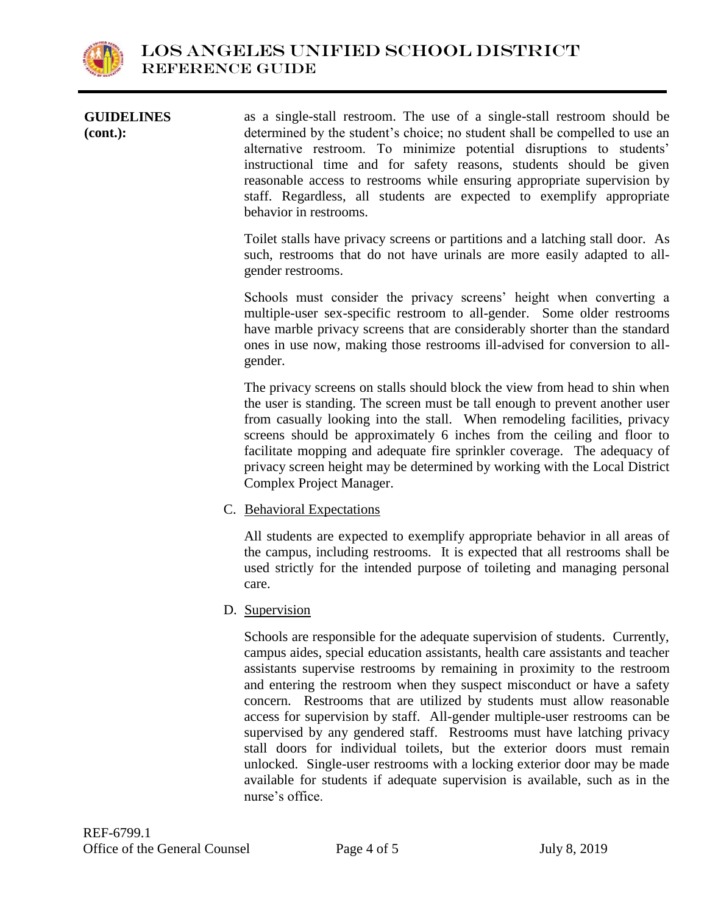**GUIDELINES (cont.):**

as a single-stall restroom. The use of a single-stall restroom should be determined by the student's choice; no student shall be compelled to use an alternative restroom. To minimize potential disruptions to students' instructional time and for safety reasons, students should be given reasonable access to restrooms while ensuring appropriate supervision by staff. Regardless, all students are expected to exemplify appropriate behavior in restrooms.

Toilet stalls have privacy screens or partitions and a latching stall door. As such, restrooms that do not have urinals are more easily adapted to all-gender restrooms.

Schools must consider the privacy screens' height when converting a multiple-user sex-specific restroom to all-gender. Some older restrooms have marble privacy screens that are considerably shorter than the standard ones in use now, making those restrooms ill-advised for conversion to all-gender.

The privacy screens on stalls should block the view from head to shin when the user is standing. The screen must be tall enough to prevent another user from casually looking into the stall. When remodeling facilities, privacy screens should be approximately 6 inches from the ceiling and floor to facilitate mopping and adequate fire sprinkler coverage. The adequacy of privacy screen height may be determined by working with the Local District Complex Project Manager.

C. Behavioral Expectations

All students are expected to exemplify appropriate behavior in all areas of the campus, including restrooms. It is expected that all restrooms shall be used strictly for the intended purpose of toileting and managing personal care.

D. Supervision

Schools are responsible for the adequate supervision of students. Currently, campus aides, special education assistants, health care assistants and teacher assistants supervise restrooms by remaining in proximity to the restroom and entering the restroom when they suspect misconduct or have a safety concern. Restrooms that are utilized by students must allow reasonable access for supervision by staff. All-gender multiple-user restrooms can be supervised by any gendered staff. Restrooms must have latching privacy stall doors for individual toilets, but the exterior doors must remain unlocked. Single-user restrooms with a locking exterior door may be made available for students if adequate supervision is available, such as in the nurse's office.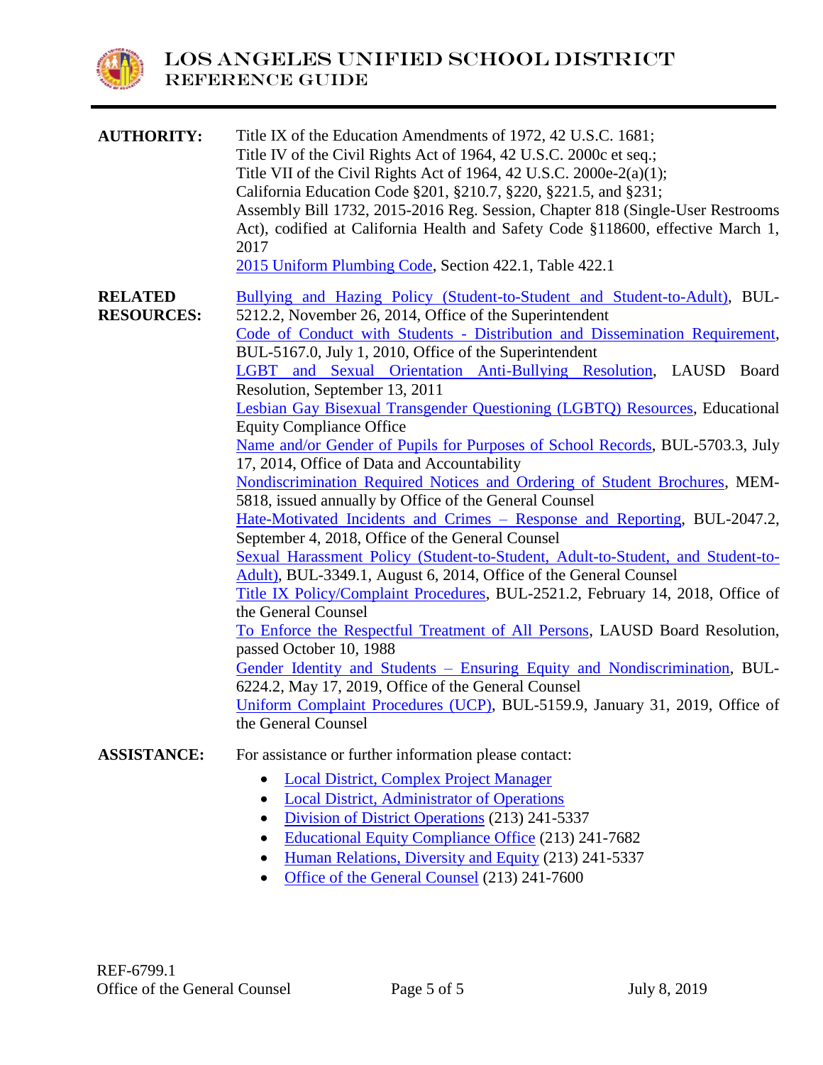**AUTHORITY:**

Title IX of the Education Amendments of 1972, 42 U.S.C. 1681;
Title IV of the Civil Rights Act of 1964, 42 U.S.C. 2000c et seq.;
Title VII of the Civil Rights Act of 1964, 42 U.S.C. 2000e-2(a)(1);
California Education Code §201, §210.7, §220, §221.5, and §231;
Assembly Bill 1732, 2015-2016 Reg. Session, Chapter 818 (Single-User Restrooms Act), codified at California Health and Safety Code §118600, effective March 1, 2017
2015 Uniform Plumbing Code, Section 422.1, Table 422.1

**RELATED RESOURCES:**

Bullying and Hazing Policy (Student-to-Student and Student-to-Adult), BUL-5212.2, November 26, 2014, Office of the Superintendent
Code of Conduct with Students - Distribution and Dissemination Requirement, BUL-5167.0, July 1, 2010, Office of the Superintendent
LGBT and Sexual Orientation Anti-Bullying Resolution, LAUSD Board Resolution, September 13, 2011
Lesbian Gay Bisexual Transgender Questioning (LGBTQ) Resources, Educational Equity Compliance Office
Name and/or Gender of Pupils for Purposes of School Records, BUL-5703.3, July 17, 2014, Office of Data and Accountability
Nondiscrimination Required Notices and Ordering of Student Brochures, MEM-5818, issued annually by Office of the General Counsel
Hate-Motivated Incidents and Crimes – Response and Reporting, BUL-2047.2, September 4, 2018, Office of the General Counsel
Sexual Harassment Policy (Student-to-Student, Adult-to-Student, and Student-to-Adult), BUL-3349.1, August 6, 2014, Office of the General Counsel
Title IX Policy/Complaint Procedures, BUL-2521.2, February 14, 2018, Office of the General Counsel
To Enforce the Respectful Treatment of All Persons, LAUSD Board Resolution, passed October 10, 1988
Gender Identity and Students – Ensuring Equity and Nondiscrimination, BUL-6224.2, May 17, 2019, Office of the General Counsel
Uniform Complaint Procedures (UCP), BUL-5159.9, January 31, 2019, Office of the General Counsel

**ASSISTANCE:**

For assistance or further information please contact:

- Local District, Complex Project Manager
- Local District, Administrator of Operations
- Division of District Operations (213) 241-5337
- Educational Equity Compliance Office (213) 241-7682
- Human Relations, Diversity and Equity (213) 241-5337
- Office of the General Counsel (213) 241-7600